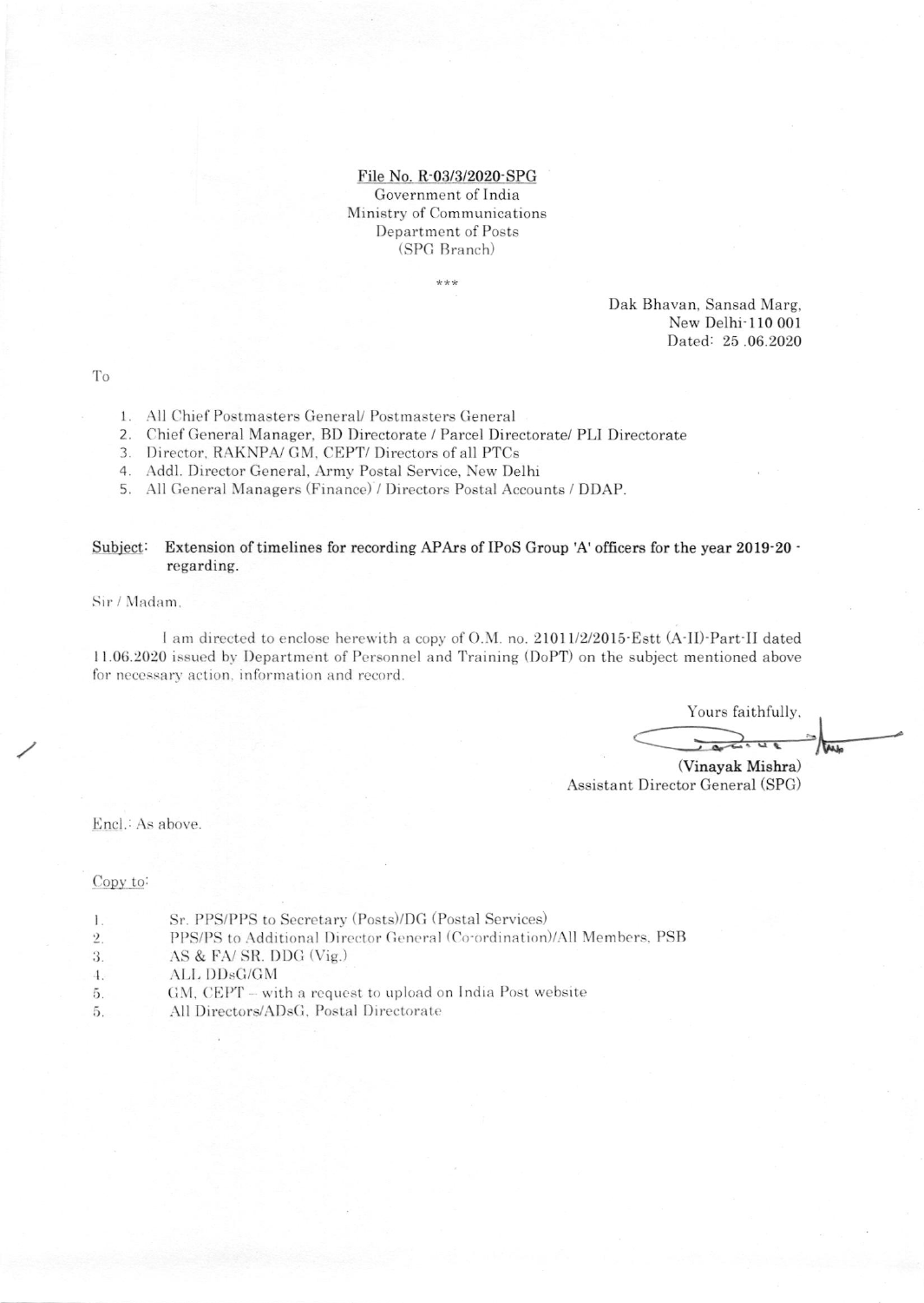File No. R-03/3/2020-SPG
Government of India
Ministry of Communications
Department of Posts
(SPG Branch)

\*\*\*

Dak Bhavan, Sansad Marg,
New Delhi-110 001
Dated: 25 .06.2020

To

1. All Chief Postmasters General/ Postmasters General
2. Chief General Manager, BD Directorate / Parcel Directorate/ PLI Directorate
3. Director, RAKNPA/ GM, CEPT/ Directors of all PTCs
4. Addl. Director General, Army Postal Service, New Delhi
5. All General Managers (Finance) / Directors Postal Accounts / DDAP.

Subject: **Extension of timelines for recording APArs of IPoS Group 'A' officers for the year 2019-20 - regarding.**

Sir / Madam,

I am directed to enclose herewith a copy of O.M. no. 21011/2/2015-Estt (A-II)-Part-II dated 11.06.2020 issued by Department of Personnel and Training (DoPT) on the subject mentioned above for necessary action, information and record.

Yours faithfully,

**(Vinayak Mishra)**
Assistant Director General (SPG)

Encl.: As above.

Copy to:

1. Sr. PPS/PPS to Secretary (Posts)/DG (Postal Services)
2. PPS/PS to Additional Director General (Co-ordination)/All Members, PSB
3. AS & FA/ SR. DDG (Vig.)
4. ALL DDsG/GM
5. GM, CEPT – with a request to upload on India Post website
5. All Directors/ADsG, Postal Directorate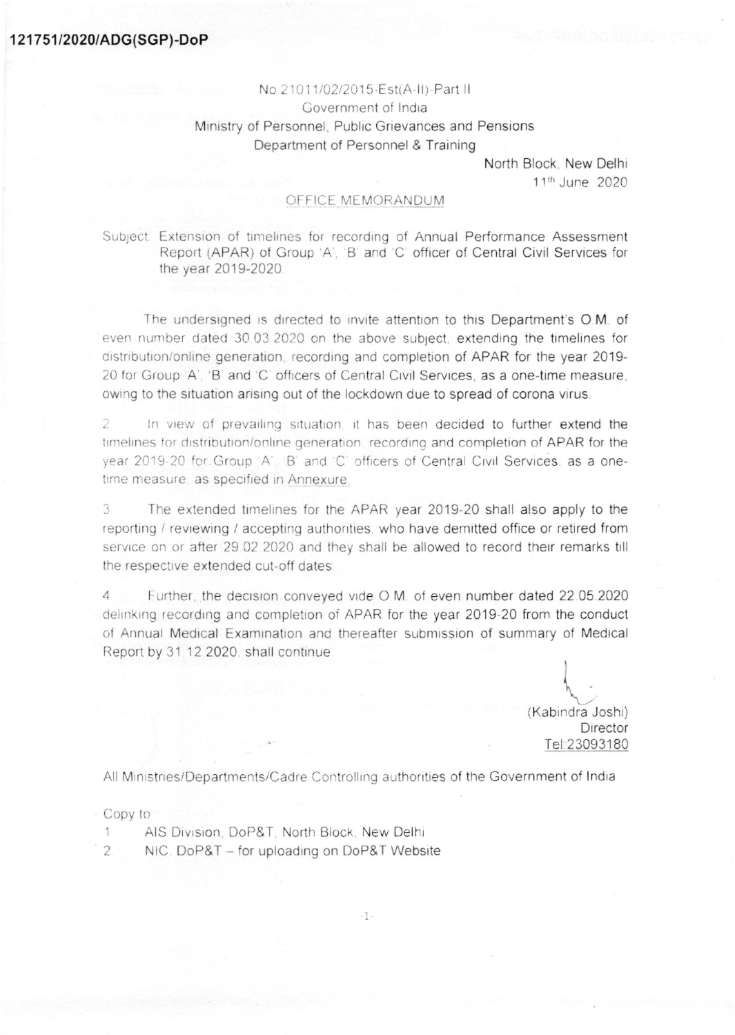121751/2020/ADG(SGP)-DoP

No.21011/02/2015-Est(A-II)-Part II
Government of India
Ministry of Personnel, Public Grievances and Pensions
Department of Personnel & Training

North Block, New Delhi
11th June 2020

## OFFICE MEMORANDUM

Subject: Extension of timelines for recording of Annual Performance Assessment Report (APAR) of Group 'A', 'B' and 'C' officer of Central Civil Services for the year 2019-2020.

The undersigned is directed to invite attention to this Department's O.M. of even number dated 30.03.2020 on the above subject, extending the timelines for distribution/online generation, recording and completion of APAR for the year 2019-20 for Group 'A', 'B' and 'C' officers of Central Civil Services, as a one-time measure, owing to the situation arising out of the lockdown due to spread of corona virus.

2. In view of prevailing situation, it has been decided to further extend the timelines for distribution/online generation, recording and completion of APAR for the year 2019-20 for Group 'A', 'B' and 'C' officers of Central Civil Services, as a one-time measure, as specified in Annexure.

3. The extended timelines for the APAR year 2019-20 shall also apply to the reporting / reviewing / accepting authorities, who have demitted office or retired from service on or after 29.02.2020 and they shall be allowed to record their remarks till the respective extended cut-off dates.

4. Further, the decision conveyed vide O.M. of even number dated 22.05.2020 delinking recording and completion of APAR for the year 2019-20 from the conduct of Annual Medical Examination and thereafter submission of summary of Medical Report by 31.12.2020, shall continue.

(Kabindra Joshi)
Director
Tel:23093180

All Ministries/Departments/Cadre Controlling authorities of the Government of India

Copy to:

1. AIS Division, DoP&T, North Block, New Delhi
2. NIC, DoP&T – for uploading on DoP&T Website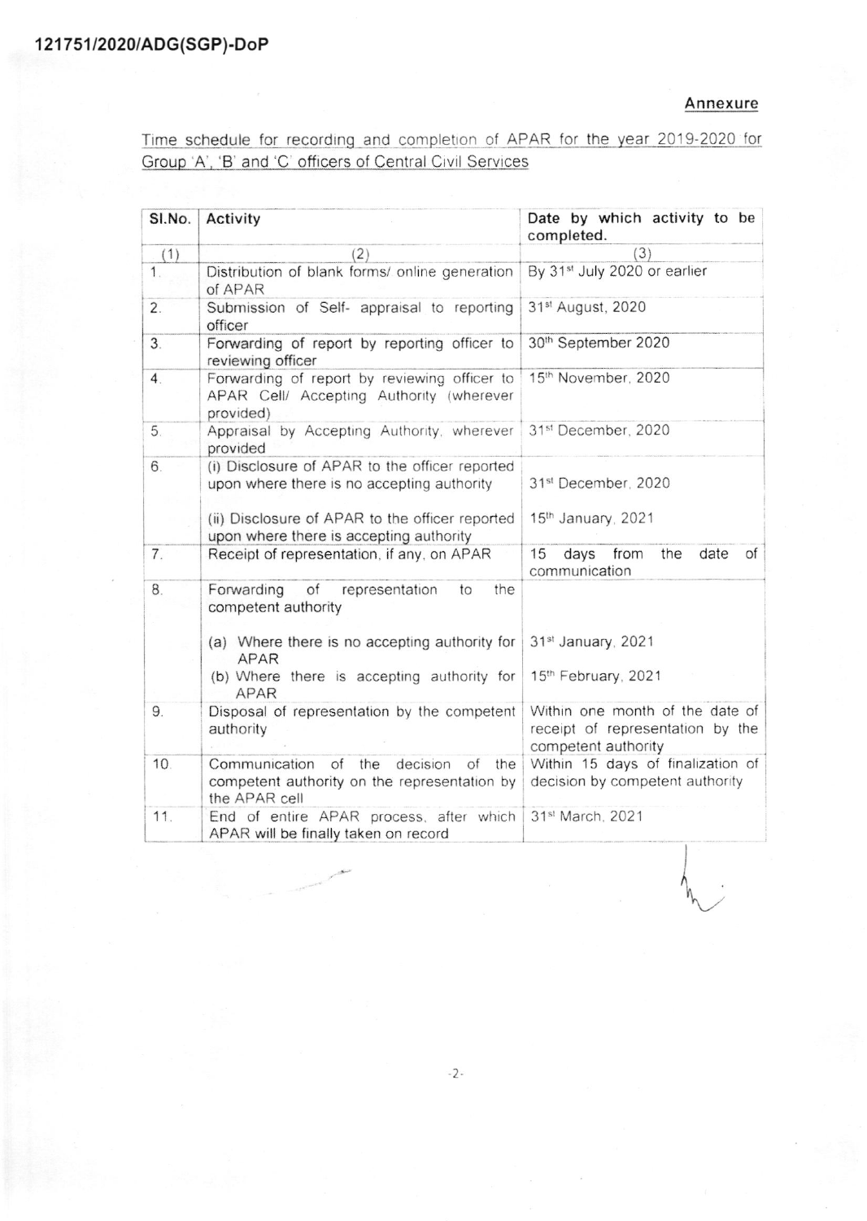**121751/2020/ADG(SGP)-DoP**

**Annexure**

Time schedule for recording and completion of APAR for the year 2019-2020 for Group 'A', 'B' and 'C' officers of Central Civil Services

| Sl.No. | Activity | Date by which activity to be completed. |
|---|---|---|
| (1) | (2) | (3) |
| 1. | Distribution of blank forms/ online generation of APAR | By 31st July 2020 or earlier |
| 2. | Submission of Self- appraisal to reporting officer | 31st August, 2020 |
| 3. | Forwarding of report by reporting officer to reviewing officer | 30th September 2020 |
| 4. | Forwarding of report by reviewing officer to APAR Cell/ Accepting Authority (wherever provided) | 15th November, 2020 |
| 5. | Appraisal by Accepting Authority, wherever provided | 31st December, 2020 |
| 6. | (i) Disclosure of APAR to the officer reported upon where there is no accepting authority | 31st December, 2020 |
| | (ii) Disclosure of APAR to the officer reported upon where there is accepting authority | 15th January, 2021 |
| 7. | Receipt of representation, if any, on APAR | 15 days from the date of communication |
| 8. | Forwarding of representation to the competent authority | |
| | (a) Where there is no accepting authority for APAR | 31st January, 2021 |
| | (b) Where there is accepting authority for APAR | 15th February, 2021 |
| 9. | Disposal of representation by the competent authority | Within one month of the date of receipt of representation by the competent authority |
| 10. | Communication of the decision of the competent authority on the representation by the APAR cell | Within 15 days of finalization of decision by competent authority |
| 11. | End of entire APAR process, after which APAR will be finally taken on record | 31st March, 2021 |